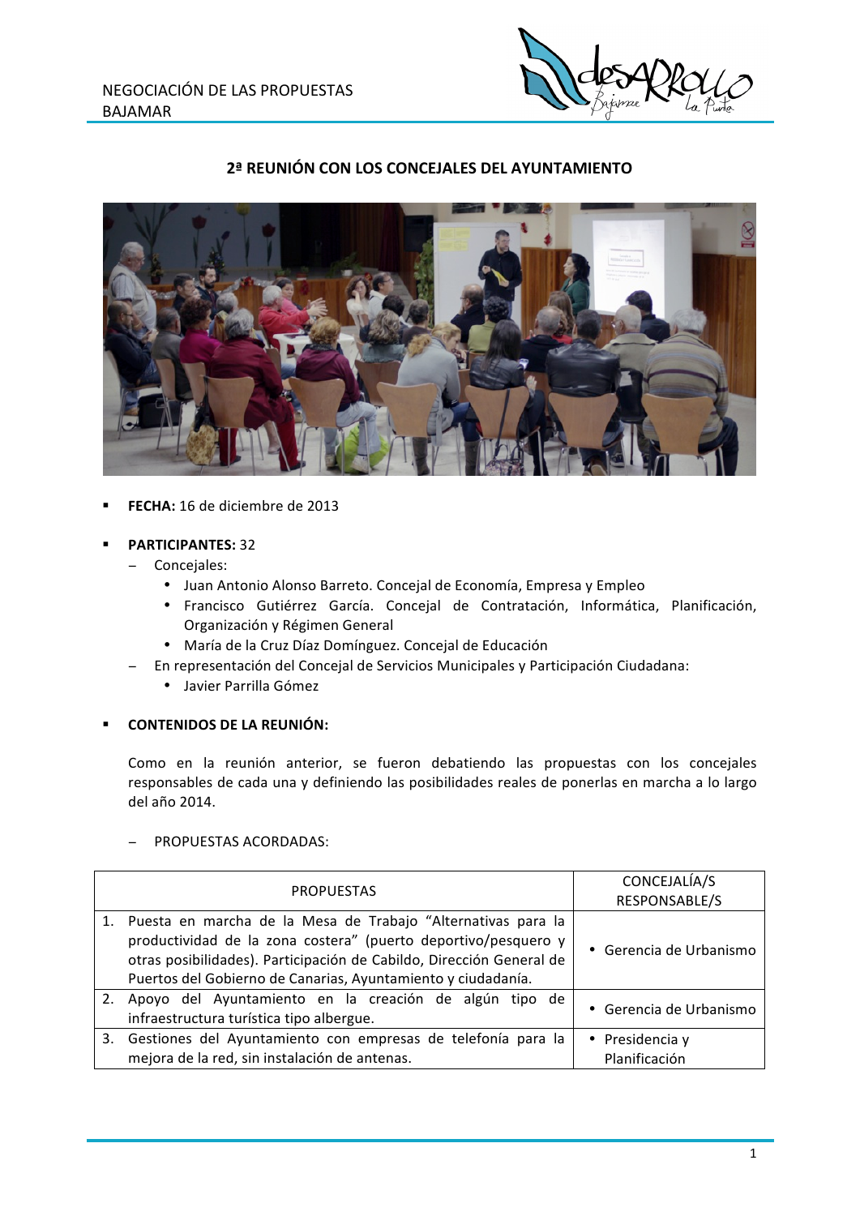NEGOCIACIÓN DE LAS PROPUESTAS
BAJAMAR

## 2ª REUNIÓN CON LOS CONCEJALES DEL AYUNTAMIENTO

- **FECHA:** 16 de diciembre de 2013
- **PARTICIPANTES:** 32
  - Concejales:
    - Juan Antonio Alonso Barreto. Concejal de Economía, Empresa y Empleo
    - Francisco Gutiérrez García. Concejal de Contratación, Informática, Planificación, Organización y Régimen General
    - María de la Cruz Díaz Domínguez. Concejal de Educación
  - En representación del Concejal de Servicios Municipales y Participación Ciudadana:
    - Javier Parrilla Gómez
- **CONTENIDOS DE LA REUNIÓN:**

  Como en la reunión anterior, se fueron debatiendo las propuestas con los concejales responsables de cada una y definiendo las posibilidades reales de ponerlas en marcha a lo largo del año 2014.

  - PROPUESTAS ACORDADAS:

| PROPUESTAS | CONCEJALÍA/S RESPONSABLE/S |
|---|---|
| 1. Puesta en marcha de la Mesa de Trabajo "Alternativas para la productividad de la zona costera" (puerto deportivo/pesquero y otras posibilidades). Participación de Cabildo, Dirección General de Puertos del Gobierno de Canarias, Ayuntamiento y ciudadanía. | • Gerencia de Urbanismo |
| 2. Apoyo del Ayuntamiento en la creación de algún tipo de infraestructura turística tipo albergue. | • Gerencia de Urbanismo |
| 3. Gestiones del Ayuntamiento con empresas de telefonía para la mejora de la red, sin instalación de antenas. | • Presidencia y Planificación |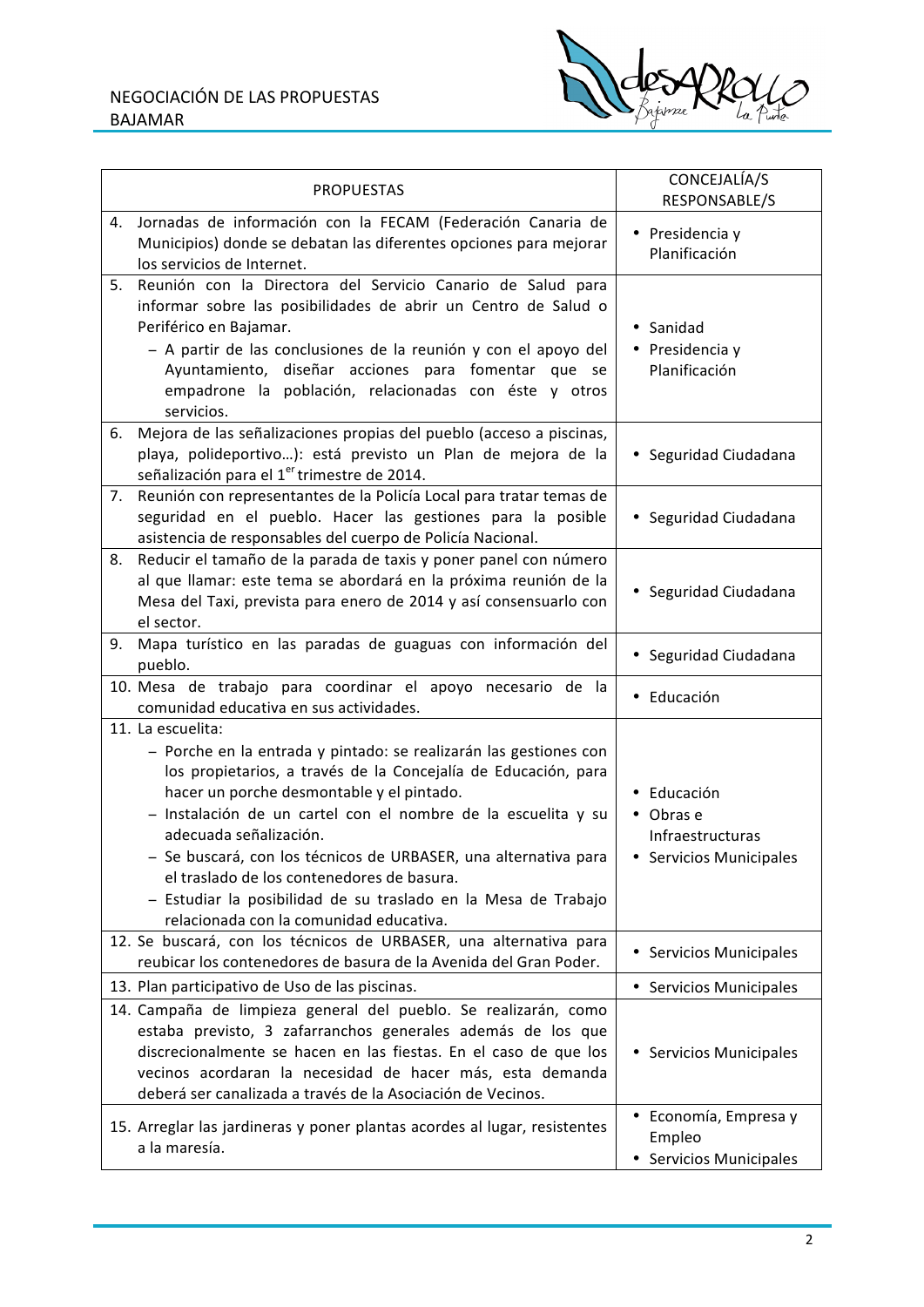NEGOCIACIÓN DE LAS PROPUESTAS
BAJAMAR

| PROPUESTAS | CONCEJALÍA/S RESPONSABLE/S |
|---|---|
| 4. Jornadas de información con la FECAM (Federación Canaria de Municipios) donde se debatan las diferentes opciones para mejorar los servicios de Internet. | • Presidencia y Planificación |
| 5. Reunión con la Directora del Servicio Canario de Salud para informar sobre las posibilidades de abrir un Centro de Salud o Periférico en Bajamar.<br>– A partir de las conclusiones de la reunión y con el apoyo del Ayuntamiento, diseñar acciones para fomentar que se empadrone la población, relacionadas con éste y otros servicios. | • Sanidad<br>• Presidencia y Planificación |
| 6. Mejora de las señalizaciones propias del pueblo (acceso a piscinas, playa, polideportivo…): está previsto un Plan de mejora de la señalización para el 1[er] trimestre de 2014. | • Seguridad Ciudadana |
| 7. Reunión con representantes de la Policía Local para tratar temas de seguridad en el pueblo. Hacer las gestiones para la posible asistencia de responsables del cuerpo de Policía Nacional. | • Seguridad Ciudadana |
| 8. Reducir el tamaño de la parada de taxis y poner panel con número al que llamar: este tema se abordará en la próxima reunión de la Mesa del Taxi, prevista para enero de 2014 y así consensuarlo con el sector. | • Seguridad Ciudadana |
| 9. Mapa turístico en las paradas de guaguas con información del pueblo. | • Seguridad Ciudadana |
| 10. Mesa de trabajo para coordinar el apoyo necesario de la comunidad educativa en sus actividades. | • Educación |
| 11. La escuelita:<br>– Porche en la entrada y pintado: se realizarán las gestiones con los propietarios, a través de la Concejalía de Educación, para hacer un porche desmontable y el pintado.<br>– Instalación de un cartel con el nombre de la escuelita y su adecuada señalización.<br>– Se buscará, con los técnicos de URBASER, una alternativa para el traslado de los contenedores de basura.<br>– Estudiar la posibilidad de su traslado en la Mesa de Trabajo relacionada con la comunidad educativa. | • Educación<br>• Obras e Infraestructuras<br>• Servicios Municipales |
| 12. Se buscará, con los técnicos de URBASER, una alternativa para reubicar los contenedores de basura de la Avenida del Gran Poder. | • Servicios Municipales |
| 13. Plan participativo de Uso de las piscinas. | • Servicios Municipales |
| 14. Campaña de limpieza general del pueblo. Se realizarán, como estaba previsto, 3 zafarranchos generales además de los que discrecionalmente se hacen en las fiestas. En el caso de que los vecinos acordaran la necesidad de hacer más, esta demanda deberá ser canalizada a través de la Asociación de Vecinos. | • Servicios Municipales |
| 15. Arreglar las jardineras y poner plantas acordes al lugar, resistentes a la maresía. | • Economía, Empresa y Empleo<br>• Servicios Municipales |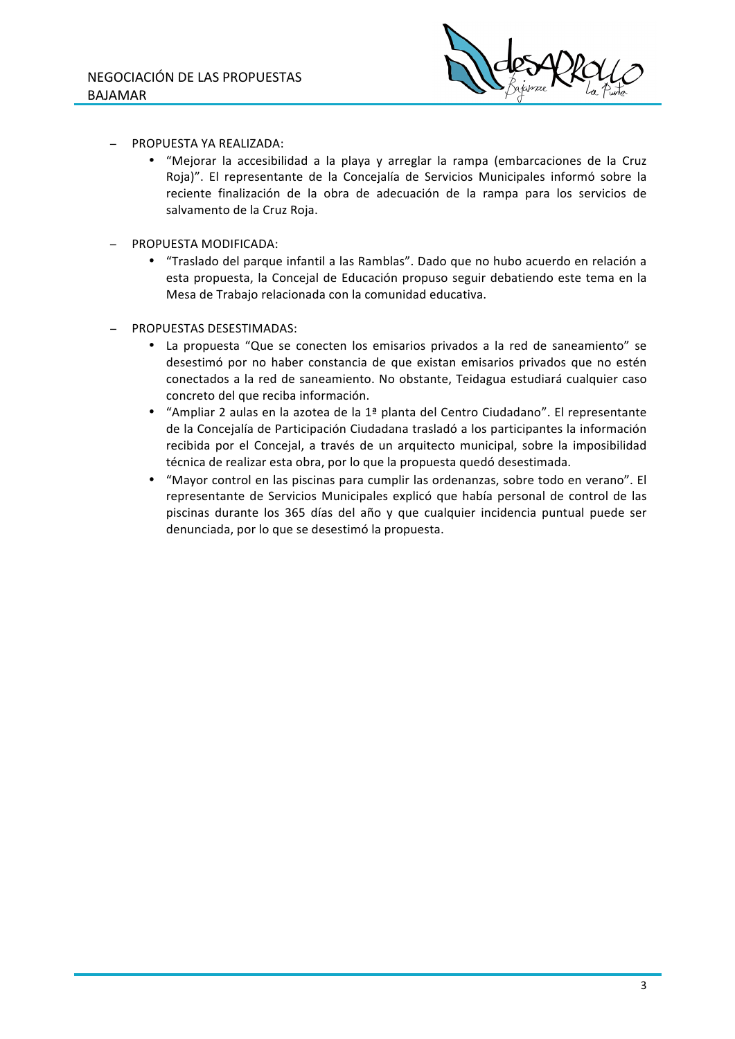- PROPUESTA YA REALIZADA:
    - "Mejorar la accesibilidad a la playa y arreglar la rampa (embarcaciones de la Cruz Roja)". El representante de la Concejalía de Servicios Municipales informó sobre la reciente finalización de la obra de adecuación de la rampa para los servicios de salvamento de la Cruz Roja.

- PROPUESTA MODIFICADA:
    - "Traslado del parque infantil a las Ramblas". Dado que no hubo acuerdo en relación a esta propuesta, la Concejal de Educación propuso seguir debatiendo este tema en la Mesa de Trabajo relacionada con la comunidad educativa.

- PROPUESTAS DESESTIMADAS:
    - La propuesta "Que se conecten los emisarios privados a la red de saneamiento" se desestimó por no haber constancia de que existan emisarios privados que no estén conectados a la red de saneamiento. No obstante, Teidagua estudiará cualquier caso concreto del que reciba información.
    - "Ampliar 2 aulas en la azotea de la 1ª planta del Centro Ciudadano". El representante de la Concejalía de Participación Ciudadana trasladó a los participantes la información recibida por el Concejal, a través de un arquitecto municipal, sobre la imposibilidad técnica de realizar esta obra, por lo que la propuesta quedó desestimada.
    - "Mayor control en las piscinas para cumplir las ordenanzas, sobre todo en verano". El representante de Servicios Municipales explicó que había personal de control de las piscinas durante los 365 días del año y que cualquier incidencia puntual puede ser denunciada, por lo que se desestimó la propuesta.